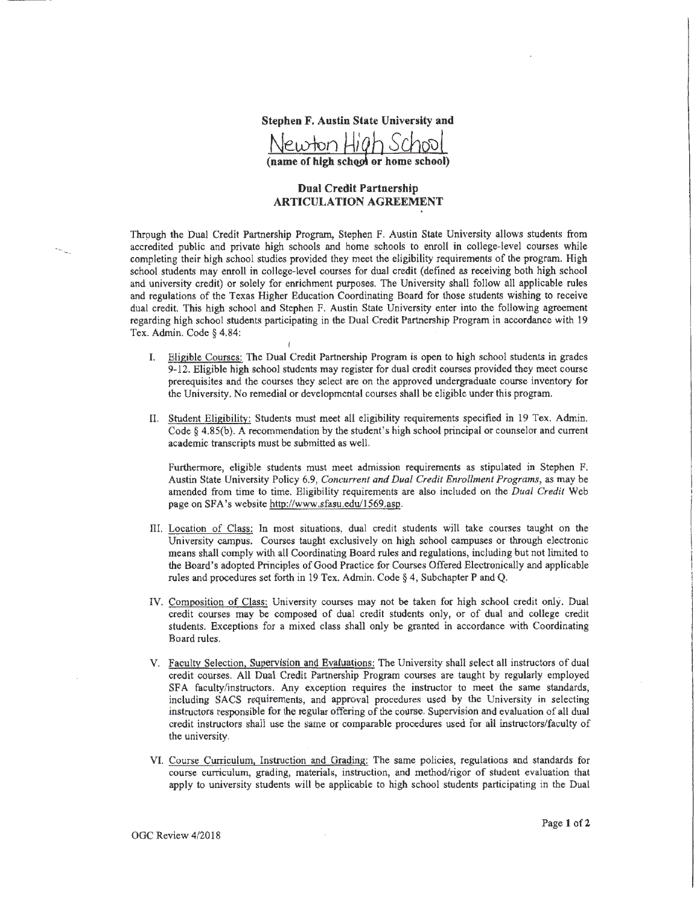**Stephen F. Austin State University and**

Newton High School

**(name of high school or home school)**

## Dual Credit Partnership
## ARTICULATION AGREEMENT

Through the Dual Credit Partnership Program, Stephen F. Austin State University allows students from accredited public and private high schools and home schools to enroll in college-level courses while completing their high school studies provided they meet the eligibility requirements of the program. High school students may enroll in college-level courses for dual credit (defined as receiving both high school and university credit) or solely for enrichment purposes. The University shall follow all applicable rules and regulations of the Texas Higher Education Coordinating Board for those students wishing to receive dual credit. This high school and Stephen F. Austin State University enter into the following agreement regarding high school students participating in the Dual Credit Partnership Program in accordance with 19 Tex. Admin. Code § 4.84:

I. Eligible Courses: The Dual Credit Partnership Program is open to high school students in grades 9-12. Eligible high school students may register for dual credit courses provided they meet course prerequisites and the courses they select are on the approved undergraduate course inventory for the University. No remedial or developmental courses shall be eligible under this program.

II. Student Eligibility: Students must meet all eligibility requirements specified in 19 Tex. Admin. Code § 4.85(b). A recommendation by the student's high school principal or counselor and current academic transcripts must be submitted as well.

Furthermore, eligible students must meet admission requirements as stipulated in Stephen F. Austin State University Policy 6.9, *Concurrent and Dual Credit Enrollment Programs*, as may be amended from time to time. Eligibility requirements are also included on the *Dual Credit* Web page on SFA's website http://www.sfasu.edu/1569.asp.

III. Location of Class: In most situations, dual credit students will take courses taught on the University campus. Courses taught exclusively on high school campuses or through electronic means shall comply with all Coordinating Board rules and regulations, including but not limited to the Board's adopted Principles of Good Practice for Courses Offered Electronically and applicable rules and procedures set forth in 19 Tex. Admin. Code § 4, Subchapter P and Q.

IV. Composition of Class: University courses may not be taken for high school credit only. Dual credit courses may be composed of dual credit students only, or of dual and college credit students. Exceptions for a mixed class shall only be granted in accordance with Coordinating Board rules.

V. Faculty Selection, Supervision and Evaluations: The University shall select all instructors of dual credit courses. All Dual Credit Partnership Program courses are taught by regularly employed SFA faculty/instructors. Any exception requires the instructor to meet the same standards, including SACS requirements, and approval procedures used by the University in selecting instructors responsible for the regular offering of the course. Supervision and evaluation of all dual credit instructors shall use the same or comparable procedures used for all instructors/faculty of the university.

VI. Course Curriculum, Instruction and Grading: The same policies, regulations and standards for course curriculum, grading, materials, instruction, and method/rigor of student evaluation that apply to university students will be applicable to high school students participating in the Dual

OGC Review 4/2018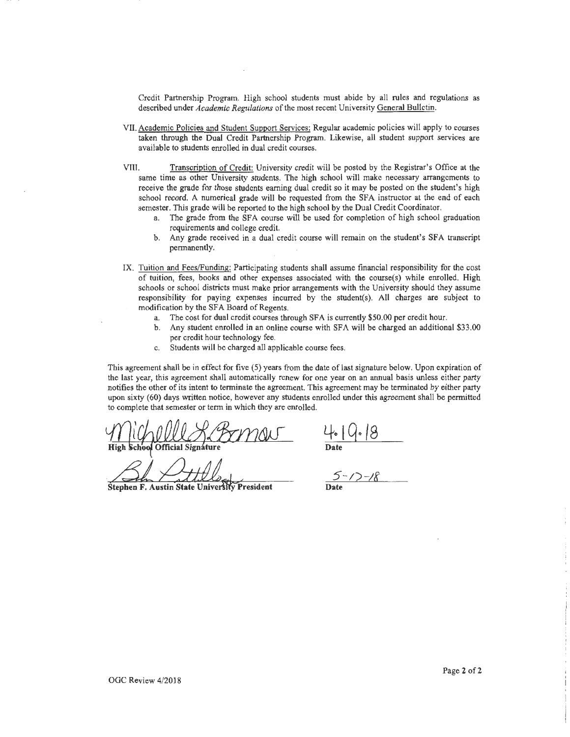Credit Partnership Program. High school students must abide by all rules and regulations as described under *Academic Regulations* of the most recent University General Bulletin.

VII. Academic Policies and Student Support Services: Regular academic policies will apply to courses taken through the Dual Credit Partnership Program. Likewise, all student support services are available to students enrolled in dual credit courses.

VIII. Transcription of Credit: University credit will be posted by the Registrar's Office at the same time as other University students. The high school will make necessary arrangements to receive the grade for those students earning dual credit so it may be posted on the student's high school record. A numerical grade will be requested from the SFA instructor at the end of each semester. This grade will be reported to the high school by the Dual Credit Coordinator.

  a. The grade from the SFA course will be used for completion of high school graduation requirements and college credit.
  b. Any grade received in a dual credit course will remain on the student's SFA transcript permanently.

IX. Tuition and Fees/Funding: Participating students shall assume financial responsibility for the cost of tuition, fees, books and other expenses associated with the course(s) while enrolled. High schools or school districts must make prior arrangements with the University should they assume responsibility for paying expenses incurred by the student(s). All charges are subject to modification by the SFA Board of Regents.

  a. The cost for dual credit courses through SFA is currently $50.00 per credit hour.
  b. Any student enrolled in an online course with SFA will be charged an additional $33.00 per credit hour technology fee.
  c. Students will be charged all applicable course fees.

This agreement shall be in effect for five (5) years from the date of last signature below. Upon expiration of the last year, this agreement shall automatically renew for one year on an annual basis unless either party notifies the other of its intent to terminate the agreement. This agreement may be terminated by either party upon sixty (60) days written notice, however any students enrolled under this agreement shall be permitted to complete that semester or term in which they are enrolled.

Michelle L. Bomar — 4.19.18

**High School Official Signature** — **Date**

**Stephen F. Austin State University President** — **Date** 5-17-18

OGC Review 4/2018